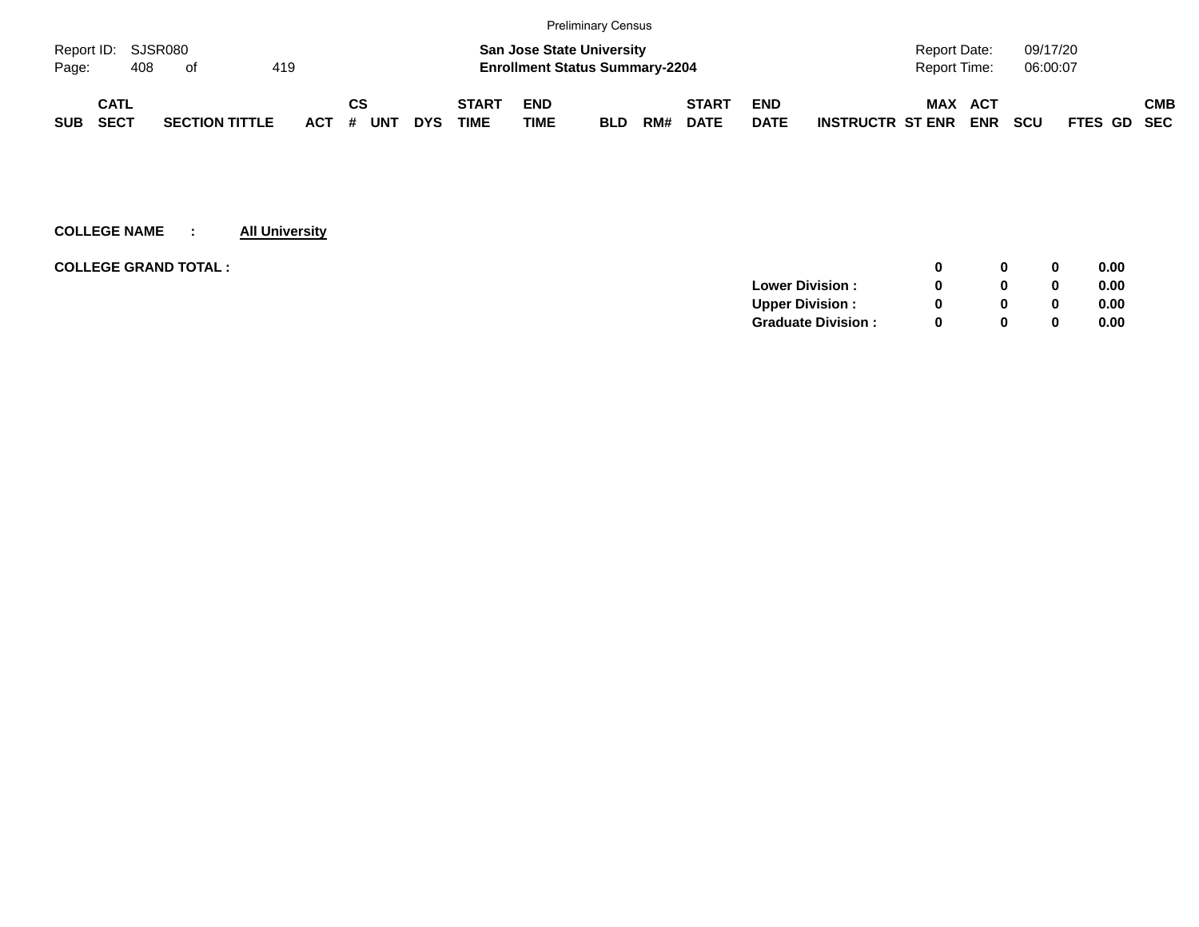Preliminary Census

Report ID: SJSR080

**San Jose State University**
**Enrollment Status Summary-2204**

Report Date: 09/17/20
Report Time: 06:00:07

| SUB | CATL SECT | SECTION TITTLE | ACT | CS # | UNT | DYS | START TIME | END TIME | BLD | RM# | START DATE | END DATE | INSTRUCTR | MAX ST ENR | ACT ENR | SCU | FTES | GD | CMB SEC |
|---|---|---|---|---|---|---|---|---|---|---|---|---|---|---|---|---|---|---|---|

**COLLEGE NAME : All University**

**COLLEGE GRAND TOTAL :**

| | MAX ST ENR | ACT ENR | SCU | FTES |
|---|---|---|---|---|
| **COLLEGE GRAND TOTAL :** | **0** | **0** | **0** | **0.00** |
| **Lower Division :** | **0** | **0** | **0** | **0.00** |
| **Upper Division :** | **0** | **0** | **0** | **0.00** |
| **Graduate Division :** | **0** | **0** | **0** | **0.00** |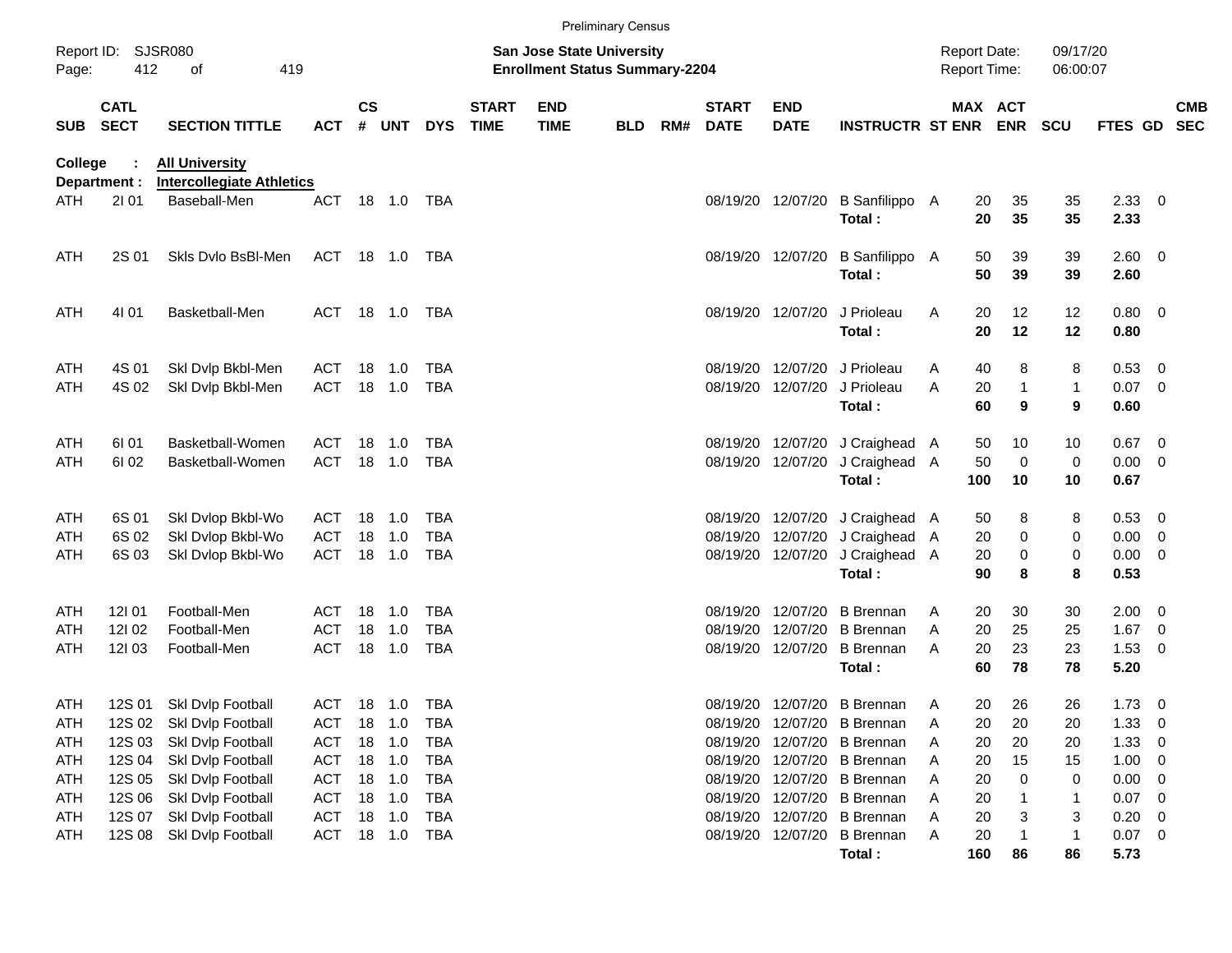Preliminary Census

Report ID: SJSR080
Page: 412 of 419

**San Jose State University**
**Enrollment Status Summary-2204**

Report Date: 09/17/20
Report Time: 06:00:07

**College : All University**
**Department : Intercollegiate Athletics**

| SUB | CATL SECT | SECTION TITTLE | ACT | CS # | UNT | DYS | START TIME | END TIME | BLD | RM# | START DATE | END DATE | INSTRUCTR | ST | MAX ENR | ACT ENR | SCU | FTES | GD | CMB SEC |
|---|---|---|---|---|---|---|---|---|---|---|---|---|---|---|---|---|---|---|---|---|
| ATH | 2I 01 | Baseball-Men | ACT | 18 | 1.0 | TBA | | | | | 08/19/20 | 12/07/20 | B Sanfilippo | A | 20 | 35 | 35 | 2.33 | 0 | |
| | | | | | | | | | | | | | **Total :** | | **20** | **35** | **35** | **2.33** | | |
| ATH | 2S 01 | Skls Dvlo BsBl-Men | ACT | 18 | 1.0 | TBA | | | | | 08/19/20 | 12/07/20 | B Sanfilippo | A | 50 | 39 | 39 | 2.60 | 0 | |
| | | | | | | | | | | | | | **Total :** | | **50** | **39** | **39** | **2.60** | | |
| ATH | 4I 01 | Basketball-Men | ACT | 18 | 1.0 | TBA | | | | | 08/19/20 | 12/07/20 | J Prioleau | A | 20 | 12 | 12 | 0.80 | 0 | |
| | | | | | | | | | | | | | **Total :** | | **20** | **12** | **12** | **0.80** | | |
| ATH | 4S 01 | Skl Dvlp Bkbl-Men | ACT | 18 | 1.0 | TBA | | | | | 08/19/20 | 12/07/20 | J Prioleau | A | 40 | 8 | 8 | 0.53 | 0 | |
| ATH | 4S 02 | Skl Dvlp Bkbl-Men | ACT | 18 | 1.0 | TBA | | | | | 08/19/20 | 12/07/20 | J Prioleau | A | 20 | 1 | 1 | 0.07 | 0 | |
| | | | | | | | | | | | | | **Total :** | | **60** | **9** | **9** | **0.60** | | |
| ATH | 6I 01 | Basketball-Women | ACT | 18 | 1.0 | TBA | | | | | 08/19/20 | 12/07/20 | J Craighead | A | 50 | 10 | 10 | 0.67 | 0 | |
| ATH | 6I 02 | Basketball-Women | ACT | 18 | 1.0 | TBA | | | | | 08/19/20 | 12/07/20 | J Craighead | A | 50 | 0 | 0 | 0.00 | 0 | |
| | | | | | | | | | | | | | **Total :** | | **100** | **10** | **10** | **0.67** | | |
| ATH | 6S 01 | Skl Dvlop Bkbl-Wo | ACT | 18 | 1.0 | TBA | | | | | 08/19/20 | 12/07/20 | J Craighead | A | 50 | 8 | 8 | 0.53 | 0 | |
| ATH | 6S 02 | Skl Dvlop Bkbl-Wo | ACT | 18 | 1.0 | TBA | | | | | 08/19/20 | 12/07/20 | J Craighead | A | 20 | 0 | 0 | 0.00 | 0 | |
| ATH | 6S 03 | Skl Dvlop Bkbl-Wo | ACT | 18 | 1.0 | TBA | | | | | 08/19/20 | 12/07/20 | J Craighead | A | 20 | 0 | 0 | 0.00 | 0 | |
| | | | | | | | | | | | | | **Total :** | | **90** | **8** | **8** | **0.53** | | |
| ATH | 12I 01 | Football-Men | ACT | 18 | 1.0 | TBA | | | | | 08/19/20 | 12/07/20 | B Brennan | A | 20 | 30 | 30 | 2.00 | 0 | |
| ATH | 12I 02 | Football-Men | ACT | 18 | 1.0 | TBA | | | | | 08/19/20 | 12/07/20 | B Brennan | A | 20 | 25 | 25 | 1.67 | 0 | |
| ATH | 12I 03 | Football-Men | ACT | 18 | 1.0 | TBA | | | | | 08/19/20 | 12/07/20 | B Brennan | A | 20 | 23 | 23 | 1.53 | 0 | |
| | | | | | | | | | | | | | **Total :** | | **60** | **78** | **78** | **5.20** | | |
| ATH | 12S 01 | Skl Dvlp Football | ACT | 18 | 1.0 | TBA | | | | | 08/19/20 | 12/07/20 | B Brennan | A | 20 | 26 | 26 | 1.73 | 0 | |
| ATH | 12S 02 | Skl Dvlp Football | ACT | 18 | 1.0 | TBA | | | | | 08/19/20 | 12/07/20 | B Brennan | A | 20 | 20 | 20 | 1.33 | 0 | |
| ATH | 12S 03 | Skl Dvlp Football | ACT | 18 | 1.0 | TBA | | | | | 08/19/20 | 12/07/20 | B Brennan | A | 20 | 20 | 20 | 1.33 | 0 | |
| ATH | 12S 04 | Skl Dvlp Football | ACT | 18 | 1.0 | TBA | | | | | 08/19/20 | 12/07/20 | B Brennan | A | 20 | 15 | 15 | 1.00 | 0 | |
| ATH | 12S 05 | Skl Dvlp Football | ACT | 18 | 1.0 | TBA | | | | | 08/19/20 | 12/07/20 | B Brennan | A | 20 | 0 | 0 | 0.00 | 0 | |
| ATH | 12S 06 | Skl Dvlp Football | ACT | 18 | 1.0 | TBA | | | | | 08/19/20 | 12/07/20 | B Brennan | A | 20 | 1 | 1 | 0.07 | 0 | |
| ATH | 12S 07 | Skl Dvlp Football | ACT | 18 | 1.0 | TBA | | | | | 08/19/20 | 12/07/20 | B Brennan | A | 20 | 3 | 3 | 0.20 | 0 | |
| ATH | 12S 08 | Skl Dvlp Football | ACT | 18 | 1.0 | TBA | | | | | 08/19/20 | 12/07/20 | B Brennan | A | 20 | 1 | 1 | 0.07 | 0 | |
| | | | | | | | | | | | | | **Total :** | | **160** | **86** | **86** | **5.73** | | |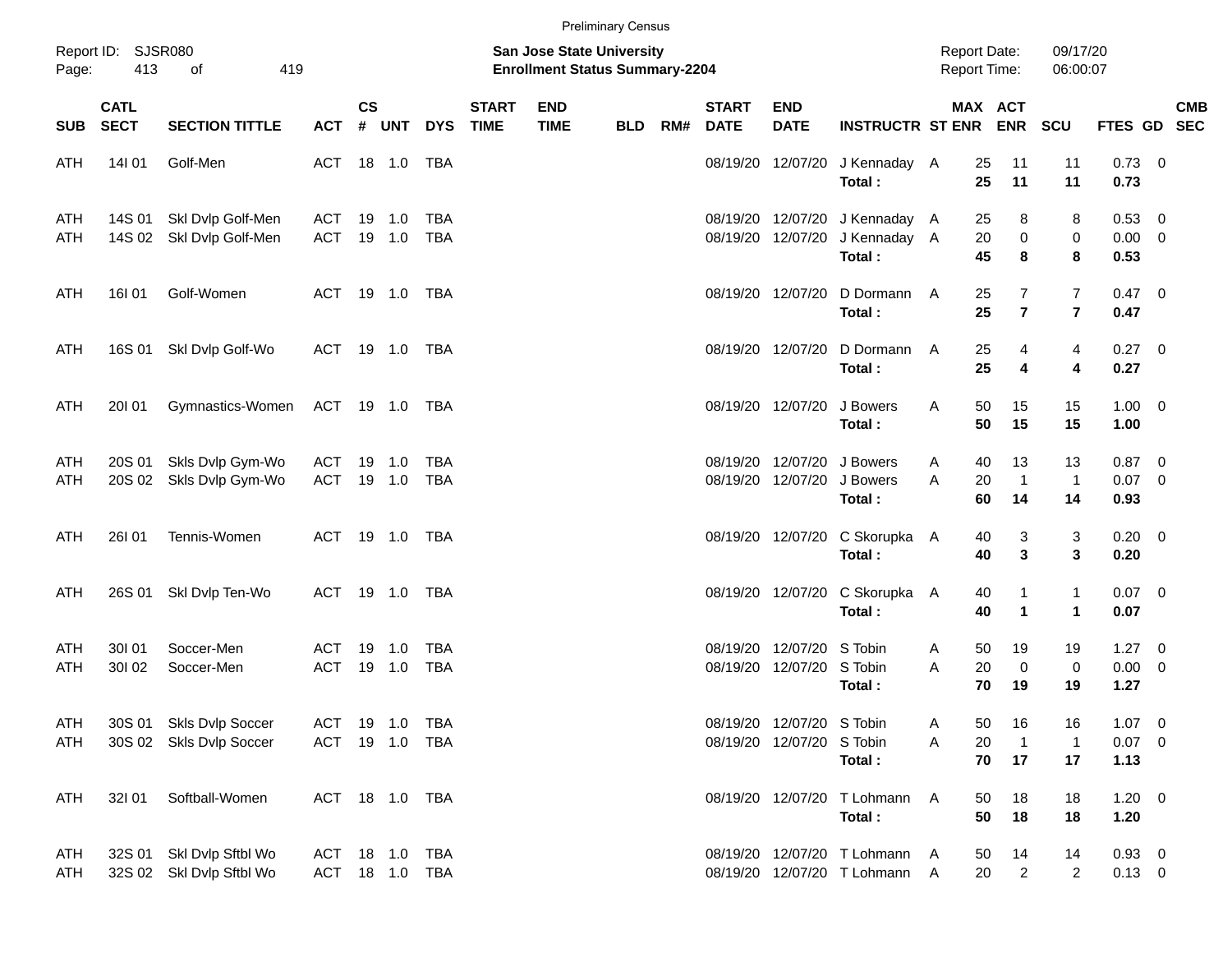Preliminary Census

Report ID: SJSR080

**San Jose State University**
**Enrollment Status Summary-2204**

Report Date: 09/17/20
Report Time: 06:00:07

| SUB | CATL SECT | SECTION TITTLE | ACT | CS # | UNT | DYS | START TIME | END TIME | BLD | RM# | START DATE | END DATE | INSTRUCTR | ST | MAX ENR | ACT ENR | SCU | FTES | GD | CMB SEC |
|---|---|---|---|---|---|---|---|---|---|---|---|---|---|---|---|---|---|---|---|---|
| ATH | 14I 01 | Golf-Men | ACT | 18 | 1.0 | TBA | | | | | 08/19/20 | 12/07/20 | J Kennaday | A | 25 | 11 | 11 | 0.73 | 0 | |
| | | | | | | | | | | | | | **Total :** | | **25** | **11** | **11** | **0.73** | | |
| ATH | 14S 01 | Skl Dvlp Golf-Men | ACT | 19 | 1.0 | TBA | | | | | 08/19/20 | 12/07/20 | J Kennaday | A | 25 | 8 | 8 | 0.53 | 0 | |
| ATH | 14S 02 | Skl Dvlp Golf-Men | ACT | 19 | 1.0 | TBA | | | | | 08/19/20 | 12/07/20 | J Kennaday | A | 20 | 0 | 0 | 0.00 | 0 | |
| | | | | | | | | | | | | | **Total :** | | **45** | **8** | **8** | **0.53** | | |
| ATH | 16I 01 | Golf-Women | ACT | 19 | 1.0 | TBA | | | | | 08/19/20 | 12/07/20 | D Dormann | A | 25 | 7 | 7 | 0.47 | 0 | |
| | | | | | | | | | | | | | **Total :** | | **25** | **7** | **7** | **0.47** | | |
| ATH | 16S 01 | Skl Dvlp Golf-Wo | ACT | 19 | 1.0 | TBA | | | | | 08/19/20 | 12/07/20 | D Dormann | A | 25 | 4 | 4 | 0.27 | 0 | |
| | | | | | | | | | | | | | **Total :** | | **25** | **4** | **4** | **0.27** | | |
| ATH | 20I 01 | Gymnastics-Women | ACT | 19 | 1.0 | TBA | | | | | 08/19/20 | 12/07/20 | J Bowers | A | 50 | 15 | 15 | 1.00 | 0 | |
| | | | | | | | | | | | | | **Total :** | | **50** | **15** | **15** | **1.00** | | |
| ATH | 20S 01 | Skls Dvlp Gym-Wo | ACT | 19 | 1.0 | TBA | | | | | 08/19/20 | 12/07/20 | J Bowers | A | 40 | 13 | 13 | 0.87 | 0 | |
| ATH | 20S 02 | Skls Dvlp Gym-Wo | ACT | 19 | 1.0 | TBA | | | | | 08/19/20 | 12/07/20 | J Bowers | A | 20 | 1 | 1 | 0.07 | 0 | |
| | | | | | | | | | | | | | **Total :** | | **60** | **14** | **14** | **0.93** | | |
| ATH | 26I 01 | Tennis-Women | ACT | 19 | 1.0 | TBA | | | | | 08/19/20 | 12/07/20 | C Skorupka | A | 40 | 3 | 3 | 0.20 | 0 | |
| | | | | | | | | | | | | | **Total :** | | **40** | **3** | **3** | **0.20** | | |
| ATH | 26S 01 | Skl Dvlp Ten-Wo | ACT | 19 | 1.0 | TBA | | | | | 08/19/20 | 12/07/20 | C Skorupka | A | 40 | 1 | 1 | 0.07 | 0 | |
| | | | | | | | | | | | | | **Total :** | | **40** | **1** | **1** | **0.07** | | |
| ATH | 30I 01 | Soccer-Men | ACT | 19 | 1.0 | TBA | | | | | 08/19/20 | 12/07/20 | S Tobin | A | 50 | 19 | 19 | 1.27 | 0 | |
| ATH | 30I 02 | Soccer-Men | ACT | 19 | 1.0 | TBA | | | | | 08/19/20 | 12/07/20 | S Tobin | A | 20 | 0 | 0 | 0.00 | 0 | |
| | | | | | | | | | | | | | **Total :** | | **70** | **19** | **19** | **1.27** | | |
| ATH | 30S 01 | Skls Dvlp Soccer | ACT | 19 | 1.0 | TBA | | | | | 08/19/20 | 12/07/20 | S Tobin | A | 50 | 16 | 16 | 1.07 | 0 | |
| ATH | 30S 02 | Skls Dvlp Soccer | ACT | 19 | 1.0 | TBA | | | | | 08/19/20 | 12/07/20 | S Tobin | A | 20 | 1 | 1 | 0.07 | 0 | |
| | | | | | | | | | | | | | **Total :** | | **70** | **17** | **17** | **1.13** | | |
| ATH | 32I 01 | Softball-Women | ACT | 18 | 1.0 | TBA | | | | | 08/19/20 | 12/07/20 | T Lohmann | A | 50 | 18 | 18 | 1.20 | 0 | |
| | | | | | | | | | | | | | **Total :** | | **50** | **18** | **18** | **1.20** | | |
| ATH | 32S 01 | Skl Dvlp Sftbl Wo | ACT | 18 | 1.0 | TBA | | | | | 08/19/20 | 12/07/20 | T Lohmann | A | 50 | 14 | 14 | 0.93 | 0 | |
| ATH | 32S 02 | Skl Dvlp Sftbl Wo | ACT | 18 | 1.0 | TBA | | | | | 08/19/20 | 12/07/20 | T Lohmann | A | 20 | 2 | 2 | 0.13 | 0 | |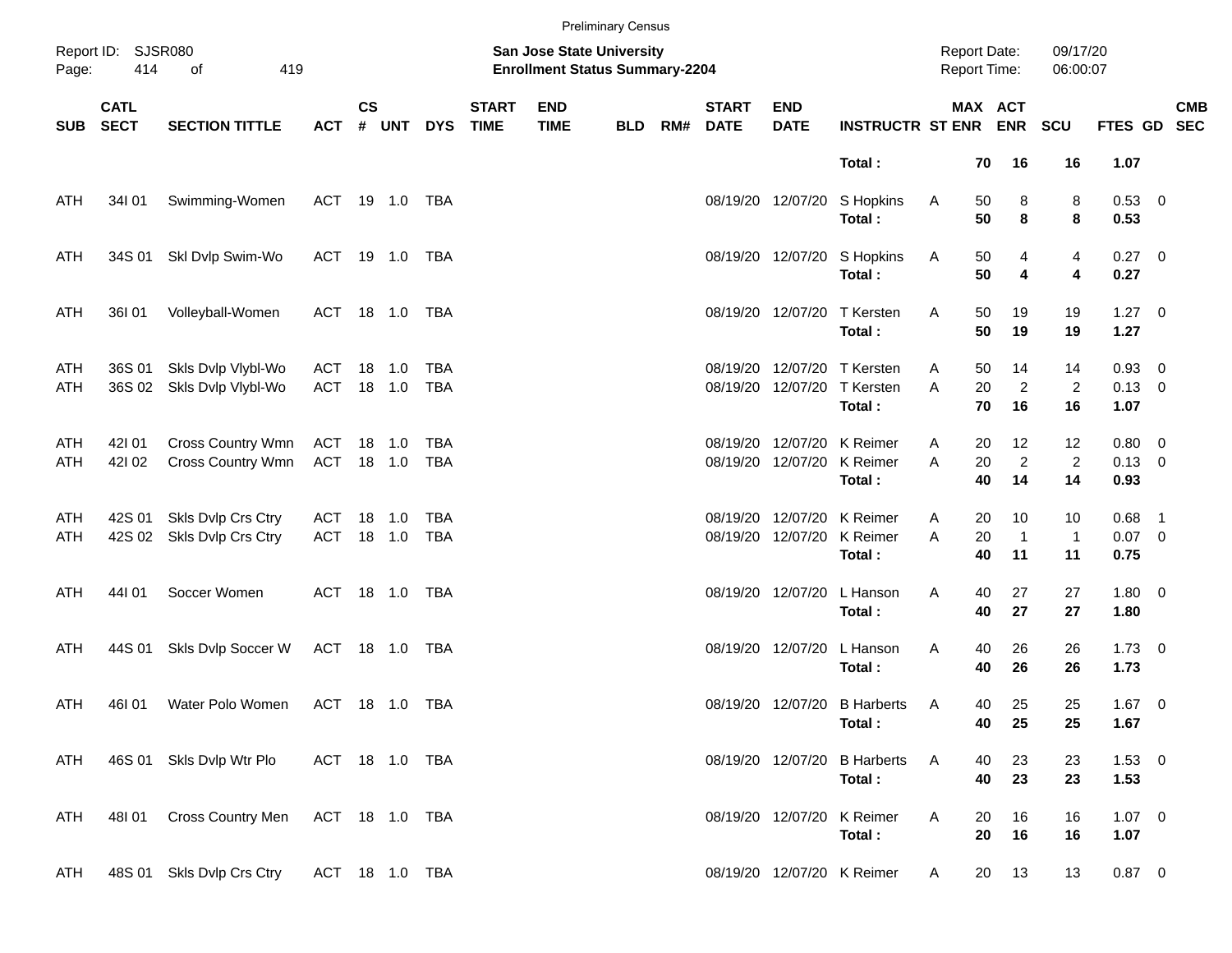Preliminary Census

Report ID: SJSR080

**San Jose State University**
**Enrollment Status Summary-2204**

Report Date: 09/17/20
Report Time: 06:00:07

| SUB | CATL SECT | SECTION TITTLE | ACT | CS # | UNT | DYS | START TIME | END TIME | BLD | RM# | START DATE | END DATE | INSTRUCTR | ST | MAX ENR | ACT ENR | SCU | FTES | GD | CMB SEC |
|---|---|---|---|---|---|---|---|---|---|---|---|---|---|---|---|---|---|---|---|---|
| | | | | | | | | | | | | | **Total :** | | **70** | **16** | **16** | **1.07** | | |
| ATH | 34I 01 | Swimming-Women | ACT | 19 | 1.0 | TBA | | | | | 08/19/20 | 12/07/20 | S Hopkins | A | 50 | 8 | 8 | 0.53 | 0 | |
| | | | | | | | | | | | | | **Total :** | | **50** | **8** | **8** | **0.53** | | |
| ATH | 34S 01 | Skl Dvlp Swim-Wo | ACT | 19 | 1.0 | TBA | | | | | 08/19/20 | 12/07/20 | S Hopkins | A | 50 | 4 | 4 | 0.27 | 0 | |
| | | | | | | | | | | | | | **Total :** | | **50** | **4** | **4** | **0.27** | | |
| ATH | 36I 01 | Volleyball-Women | ACT | 18 | 1.0 | TBA | | | | | 08/19/20 | 12/07/20 | T Kersten | A | 50 | 19 | 19 | 1.27 | 0 | |
| | | | | | | | | | | | | | **Total :** | | **50** | **19** | **19** | **1.27** | | |
| ATH | 36S 01 | Skls Dvlp Vlybl-Wo | ACT | 18 | 1.0 | TBA | | | | | 08/19/20 | 12/07/20 | T Kersten | A | 50 | 14 | 14 | 0.93 | 0 | |
| ATH | 36S 02 | Skls Dvlp Vlybl-Wo | ACT | 18 | 1.0 | TBA | | | | | 08/19/20 | 12/07/20 | T Kersten | A | 20 | 2 | 2 | 0.13 | 0 | |
| | | | | | | | | | | | | | **Total :** | | **70** | **16** | **16** | **1.07** | | |
| ATH | 42I 01 | Cross Country Wmn | ACT | 18 | 1.0 | TBA | | | | | 08/19/20 | 12/07/20 | K Reimer | A | 20 | 12 | 12 | 0.80 | 0 | |
| ATH | 42I 02 | Cross Country Wmn | ACT | 18 | 1.0 | TBA | | | | | 08/19/20 | 12/07/20 | K Reimer | A | 20 | 2 | 2 | 0.13 | 0 | |
| | | | | | | | | | | | | | **Total :** | | **40** | **14** | **14** | **0.93** | | |
| ATH | 42S 01 | Skls Dvlp Crs Ctry | ACT | 18 | 1.0 | TBA | | | | | 08/19/20 | 12/07/20 | K Reimer | A | 20 | 10 | 10 | 0.68 | 1 | |
| ATH | 42S 02 | Skls Dvlp Crs Ctry | ACT | 18 | 1.0 | TBA | | | | | 08/19/20 | 12/07/20 | K Reimer | A | 20 | 1 | 1 | 0.07 | 0 | |
| | | | | | | | | | | | | | **Total :** | | **40** | **11** | **11** | **0.75** | | |
| ATH | 44I 01 | Soccer Women | ACT | 18 | 1.0 | TBA | | | | | 08/19/20 | 12/07/20 | L Hanson | A | 40 | 27 | 27 | 1.80 | 0 | |
| | | | | | | | | | | | | | **Total :** | | **40** | **27** | **27** | **1.80** | | |
| ATH | 44S 01 | Skls Dvlp Soccer W | ACT | 18 | 1.0 | TBA | | | | | 08/19/20 | 12/07/20 | L Hanson | A | 40 | 26 | 26 | 1.73 | 0 | |
| | | | | | | | | | | | | | **Total :** | | **40** | **26** | **26** | **1.73** | | |
| ATH | 46I 01 | Water Polo Women | ACT | 18 | 1.0 | TBA | | | | | 08/19/20 | 12/07/20 | B Harberts | A | 40 | 25 | 25 | 1.67 | 0 | |
| | | | | | | | | | | | | | **Total :** | | **40** | **25** | **25** | **1.67** | | |
| ATH | 46S 01 | Skls Dvlp Wtr Plo | ACT | 18 | 1.0 | TBA | | | | | 08/19/20 | 12/07/20 | B Harberts | A | 40 | 23 | 23 | 1.53 | 0 | |
| | | | | | | | | | | | | | **Total :** | | **40** | **23** | **23** | **1.53** | | |
| ATH | 48I 01 | Cross Country Men | ACT | 18 | 1.0 | TBA | | | | | 08/19/20 | 12/07/20 | K Reimer | A | 20 | 16 | 16 | 1.07 | 0 | |
| | | | | | | | | | | | | | **Total :** | | **20** | **16** | **16** | **1.07** | | |
| ATH | 48S 01 | Skls Dvlp Crs Ctry | ACT | 18 | 1.0 | TBA | | | | | 08/19/20 | 12/07/20 | K Reimer | A | 20 | 13 | 13 | 0.87 | 0 | |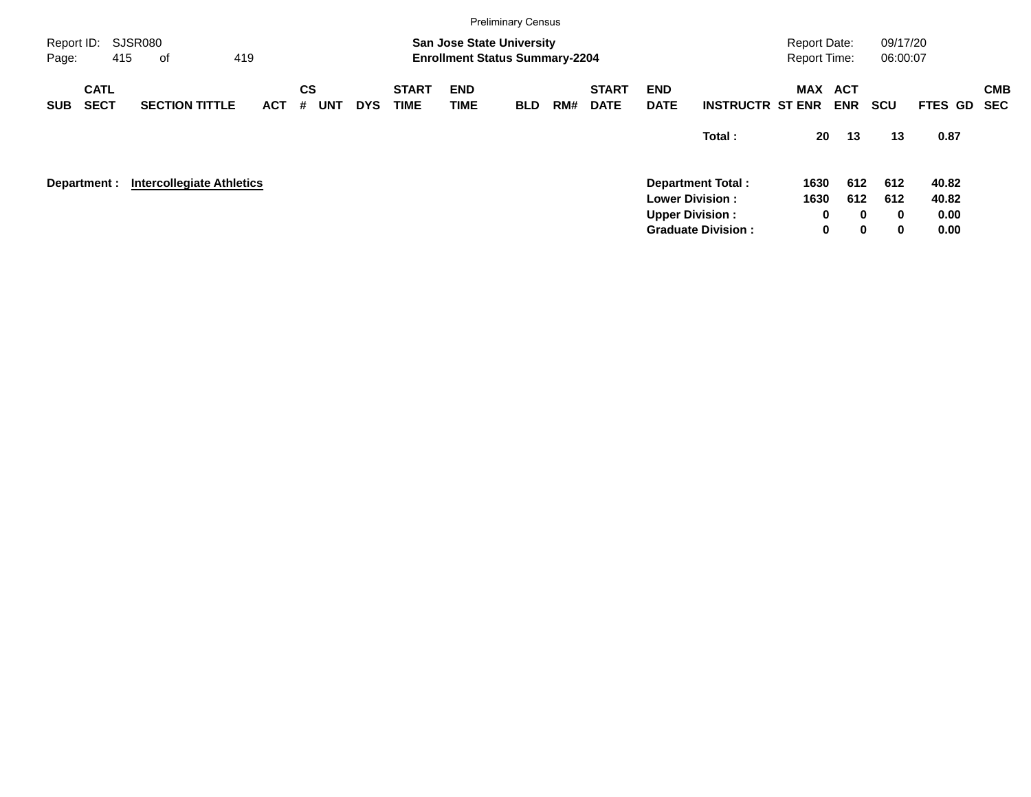Preliminary Census

Report ID: SJSR080

**San Jose State University**
**Enrollment Status Summary-2204**

Report Date: 09/17/20
Report Time: 06:00:07

| SUB | CATL SECT | SECTION TITTLE | ACT | CS # | UNT | DYS | START TIME | END TIME | BLD | RM# | START DATE | END DATE | INSTRUCTR | MAX ST ENR | ACT ENR | SCU | FTES | GD | CMB SEC |
|---|---|---|---|---|---|---|---|---|---|---|---|---|---|---|---|---|---|---|---|
| | | | | | | | | | | | | | **Total :** | **20** | **13** | **13** | **0.87** | | |

**Department :** **Intercollegiate Athletics**

| | MAX ST ENR | ACT ENR | SCU | FTES |
|---|---|---|---|---|
| **Department Total :** | **1630** | **612** | **612** | **40.82** |
| **Lower Division :** | **1630** | **612** | **612** | **40.82** |
| **Upper Division :** | **0** | **0** | **0** | **0.00** |
| **Graduate Division :** | **0** | **0** | **0** | **0.00** |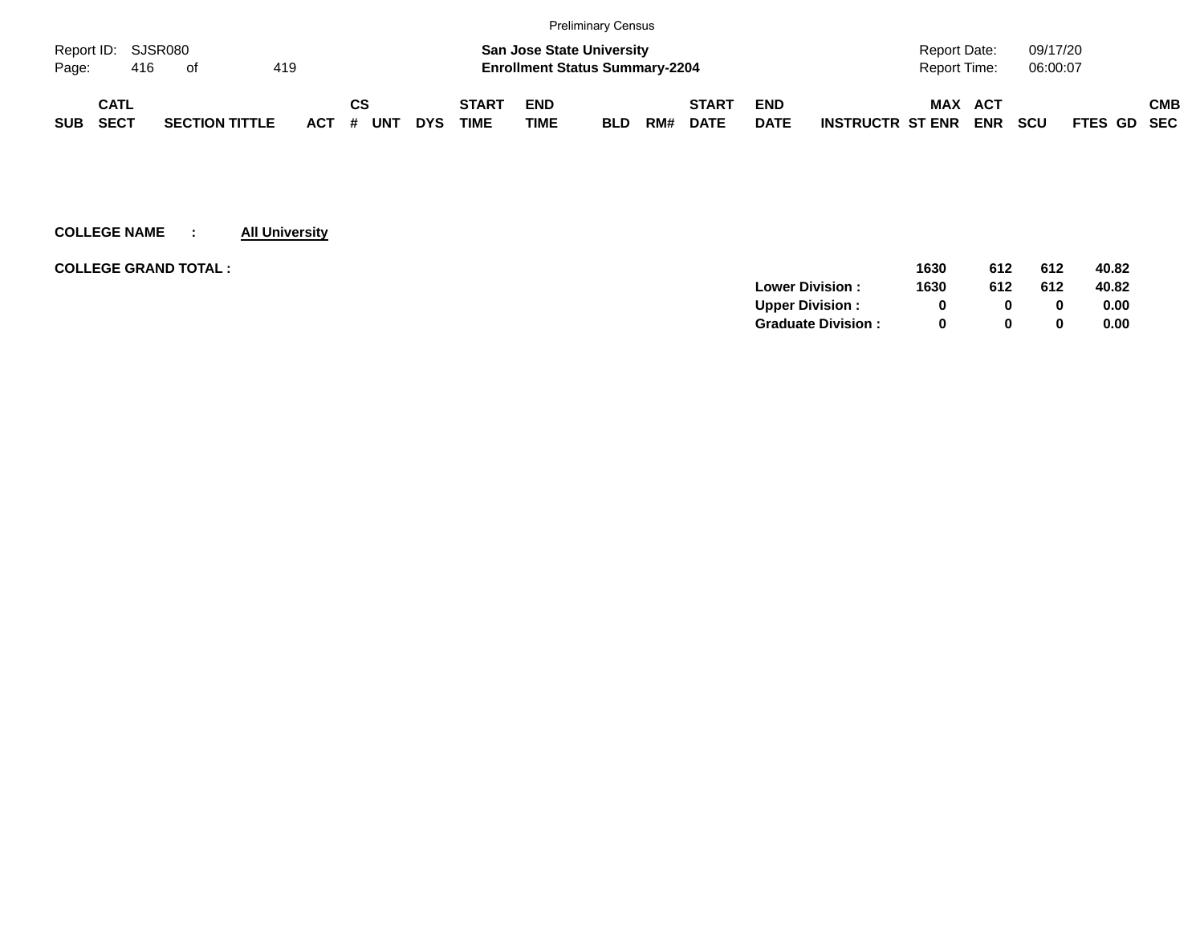Preliminary Census

Report ID: SJSR080

**San Jose State University**
**Enrollment Status Summary-2204**

Report Date: 09/17/20
Report Time: 06:00:07

| SUB | CATL SECT | SECTION TITTLE | ACT | CS # | UNT | DYS | START TIME | END TIME | BLD | RM# | START DATE | END DATE | INSTRUCTR | MAX ST ENR | ACT ENR | SCU | FTES | GD | CMB SEC |
|---|---|---|---|---|---|---|---|---|---|---|---|---|---|---|---|---|---|---|---|

**COLLEGE NAME : All University**

**COLLEGE GRAND TOTAL :**

| | MAX ST ENR | ACT ENR | SCU | FTES |
|---|---|---|---|---|
| | **1630** | **612** | **612** | **40.82** |
| **Lower Division :** | **1630** | **612** | **612** | **40.82** |
| **Upper Division :** | **0** | **0** | **0** | **0.00** |
| **Graduate Division :** | **0** | **0** | **0** | **0.00** |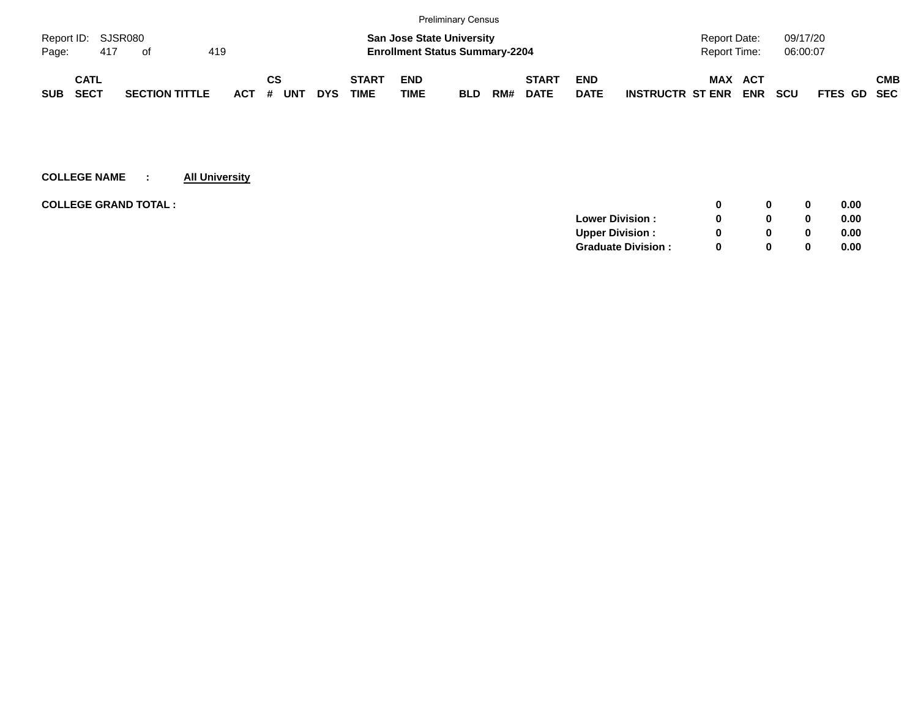| SUB | CATL SECT | SECTION TITTLE | ACT | CS # | UNT | DYS | START TIME | END TIME | BLD | RM# | START DATE | END DATE | INSTRUCTR | MAX ST ENR | ACT ENR | SCU | FTES | GD | CMB SEC |
|---|---|---|---|---|---|---|---|---|---|---|---|---|---|---|---|---|---|---|---|

**COLLEGE NAME : All University**

**COLLEGE GRAND TOTAL :**

| | MAX ST ENR | ACT ENR | SCU | FTES |
|---|---|---|---|---|
| **COLLEGE GRAND TOTAL :** | 0 | 0 | 0 | 0.00 |
| **Lower Division :** | 0 | 0 | 0 | 0.00 |
| **Upper Division :** | 0 | 0 | 0 | 0.00 |
| **Graduate Division :** | 0 | 0 | 0 | 0.00 |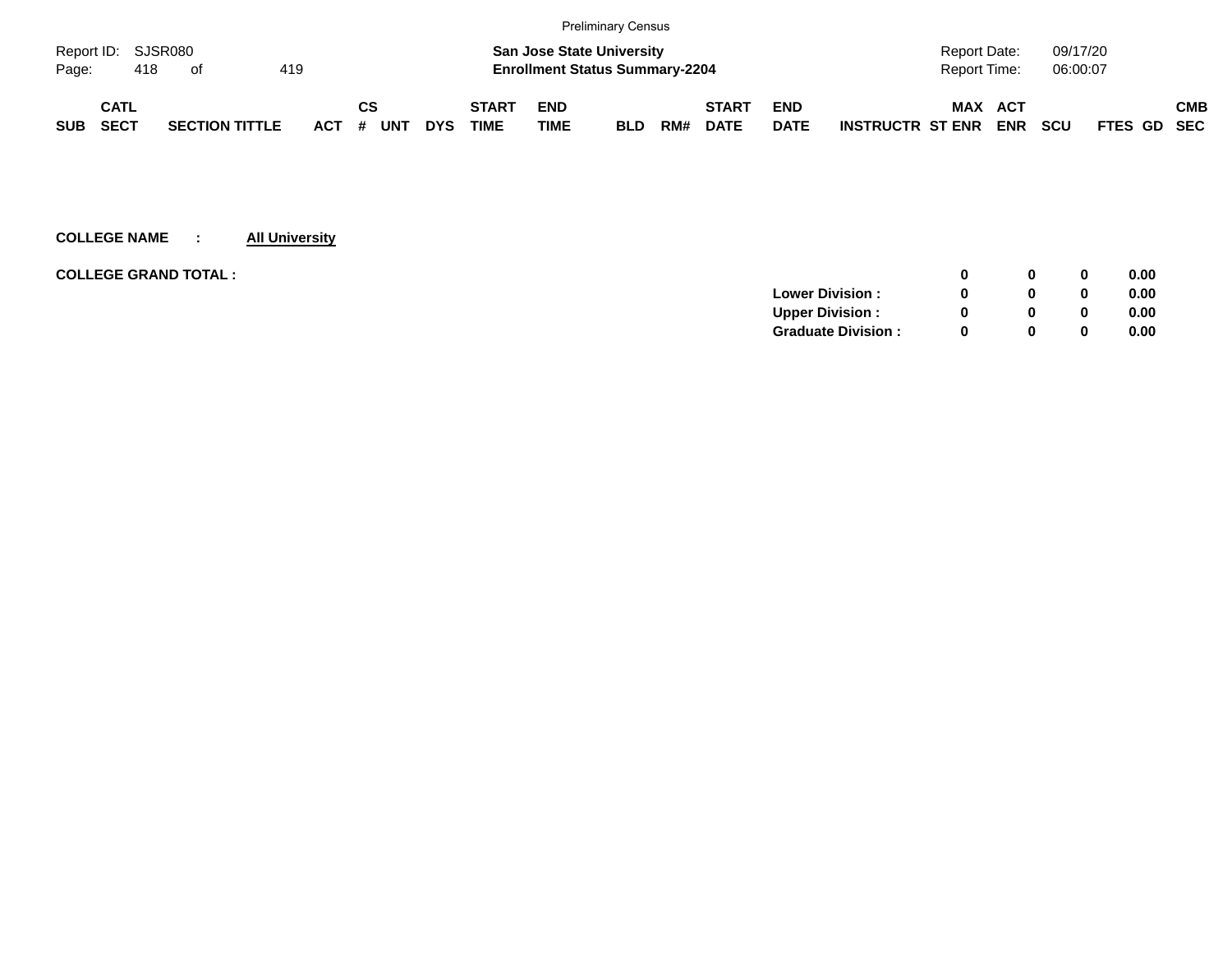Preliminary Census

Report ID: SJSR080

**San Jose State University**
**Enrollment Status Summary-2204**

Report Date: 09/17/20
Report Time: 06:00:07

| SUB | CATL SECT | SECTION TITTLE | ACT | CS # | UNT | DYS | START TIME | END TIME | BLD | RM# | START DATE | END DATE | INSTRUCTR | MAX ST ENR | ACT ENR | SCU | FTES | GD | CMB SEC |
|---|---|---|---|---|---|---|---|---|---|---|---|---|---|---|---|---|---|---|---|

**COLLEGE NAME : All University**

| | | | | |
|---|---|---|---|---|
| **COLLEGE GRAND TOTAL :** | **0** | **0** | **0** | **0.00** |
| **Lower Division :** | **0** | **0** | **0** | **0.00** |
| **Upper Division :** | **0** | **0** | **0** | **0.00** |
| **Graduate Division :** | **0** | **0** | **0** | **0.00** |